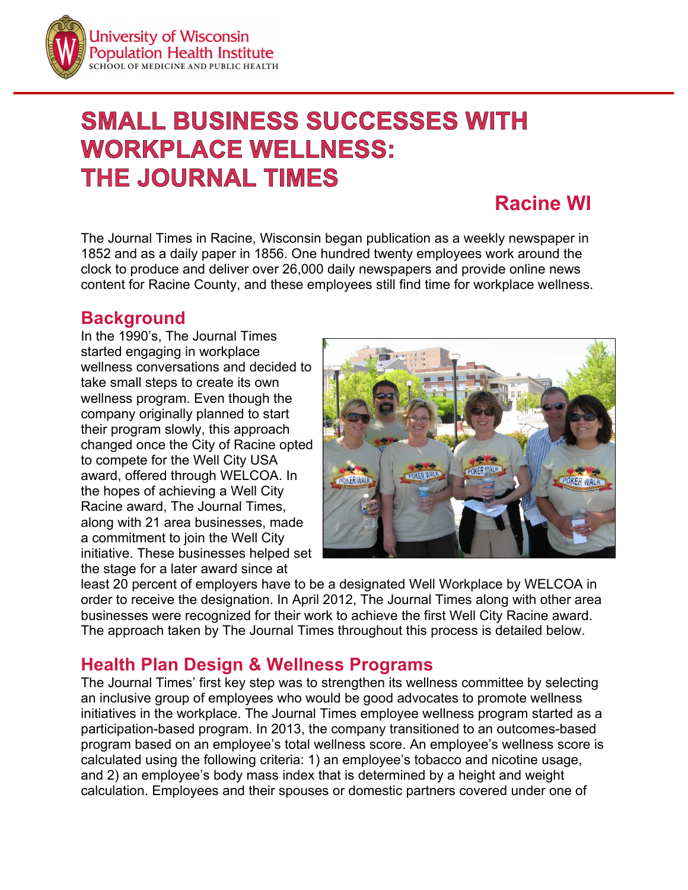University of Wisconsin
Population Health Institute
SCHOOL OF MEDICINE AND PUBLIC HEALTH

# SMALL BUSINESS SUCCESSES WITH WORKPLACE WELLNESS: THE JOURNAL TIMES

## Racine WI

The Journal Times in Racine, Wisconsin began publication as a weekly newspaper in 1852 and as a daily paper in 1856. One hundred twenty employees work around the clock to produce and deliver over 26,000 daily newspapers and provide online news content for Racine County, and these employees still find time for workplace wellness.

## Background

In the 1990's, The Journal Times started engaging in workplace wellness conversations and decided to take small steps to create its own wellness program. Even though the company originally planned to start their program slowly, this approach changed once the City of Racine opted to compete for the Well City USA award, offered through WELCOA. In the hopes of achieving a Well City Racine award, The Journal Times, along with 21 area businesses, made a commitment to join the Well City initiative. These businesses helped set the stage for a later award since at least 20 percent of employers have to be a designated Well Workplace by WELCOA in order to receive the designation. In April 2012, The Journal Times along with other area businesses were recognized for their work to achieve the first Well City Racine award. The approach taken by The Journal Times throughout this process is detailed below.

## Health Plan Design & Wellness Programs

The Journal Times' first key step was to strengthen its wellness committee by selecting an inclusive group of employees who would be good advocates to promote wellness initiatives in the workplace. The Journal Times employee wellness program started as a participation-based program. In 2013, the company transitioned to an outcomes-based program based on an employee's total wellness score. An employee's wellness score is calculated using the following criteria: 1) an employee's tobacco and nicotine usage, and 2) an employee's body mass index that is determined by a height and weight calculation. Employees and their spouses or domestic partners covered under one of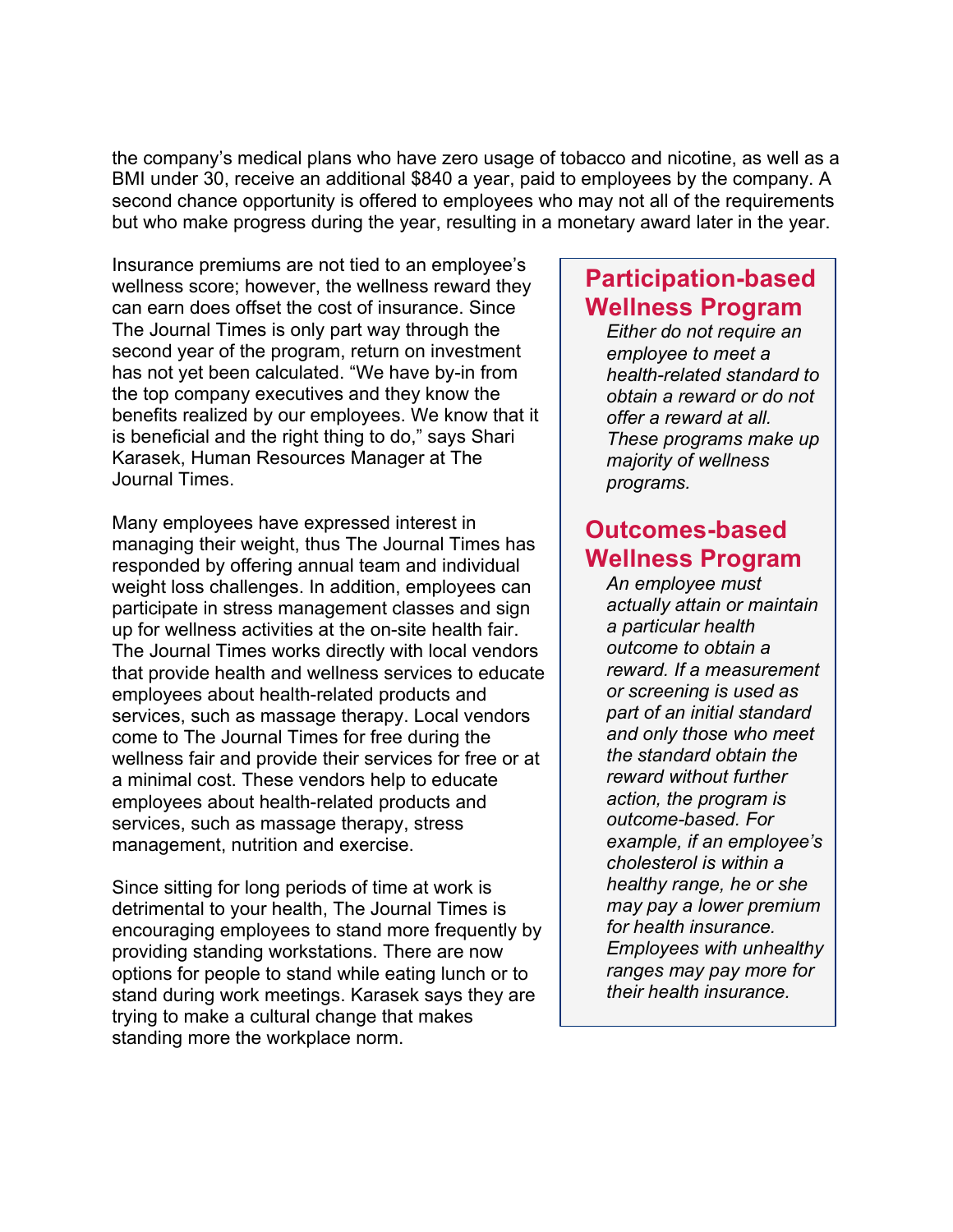the company's medical plans who have zero usage of tobacco and nicotine, as well as a BMI under 30, receive an additional $840 a year, paid to employees by the company. A second chance opportunity is offered to employees who may not all of the requirements but who make progress during the year, resulting in a monetary award later in the year.

Insurance premiums are not tied to an employee's wellness score; however, the wellness reward they can earn does offset the cost of insurance. Since The Journal Times is only part way through the second year of the program, return on investment has not yet been calculated. "We have by-in from the top company executives and they know the benefits realized by our employees. We know that it is beneficial and the right thing to do," says Shari Karasek, Human Resources Manager at The Journal Times.

Many employees have expressed interest in managing their weight, thus The Journal Times has responded by offering annual team and individual weight loss challenges. In addition, employees can participate in stress management classes and sign up for wellness activities at the on-site health fair. The Journal Times works directly with local vendors that provide health and wellness services to educate employees about health-related products and services, such as massage therapy. Local vendors come to The Journal Times for free during the wellness fair and provide their services for free or at a minimal cost. These vendors help to educate employees about health-related products and services, such as massage therapy, stress management, nutrition and exercise.

Since sitting for long periods of time at work is detrimental to your health, The Journal Times is encouraging employees to stand more frequently by providing standing workstations. There are now options for people to stand while eating lunch or to stand during work meetings. Karasek says they are trying to make a cultural change that makes standing more the workplace norm.

## Participation-based Wellness Program

*Either do not require an employee to meet a health-related standard to obtain a reward or do not offer a reward at all. These programs make up majority of wellness programs.*

## Outcomes-based Wellness Program

*An employee must actually attain or maintain a particular health outcome to obtain a reward. If a measurement or screening is used as part of an initial standard and only those who meet the standard obtain the reward without further action, the program is outcome-based. For example, if an employee's cholesterol is within a healthy range, he or she may pay a lower premium for health insurance. Employees with unhealthy ranges may pay more for their health insurance.*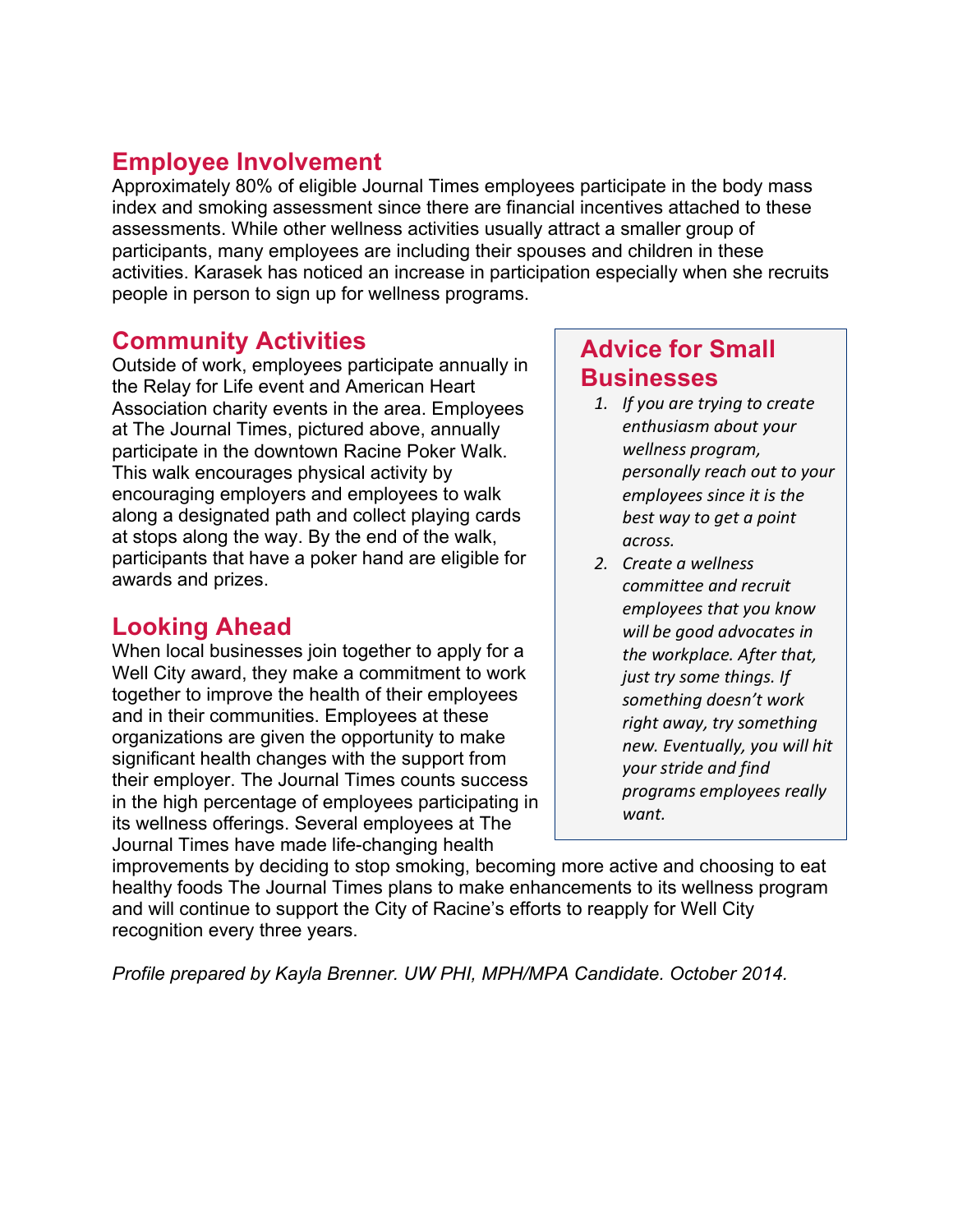## Employee Involvement

Approximately 80% of eligible Journal Times employees participate in the body mass index and smoking assessment since there are financial incentives attached to these assessments. While other wellness activities usually attract a smaller group of participants, many employees are including their spouses and children in these activities. Karasek has noticed an increase in participation especially when she recruits people in person to sign up for wellness programs.

## Community Activities

Outside of work, employees participate annually in the Relay for Life event and American Heart Association charity events in the area. Employees at The Journal Times, pictured above, annually participate in the downtown Racine Poker Walk. This walk encourages physical activity by encouraging employers and employees to walk along a designated path and collect playing cards at stops along the way. By the end of the walk, participants that have a poker hand are eligible for awards and prizes.

## Looking Ahead

When local businesses join together to apply for a Well City award, they make a commitment to work together to improve the health of their employees and in their communities. Employees at these organizations are given the opportunity to make significant health changes with the support from their employer. The Journal Times counts success in the high percentage of employees participating in its wellness offerings. Several employees at The Journal Times have made life-changing health improvements by deciding to stop smoking, becoming more active and choosing to eat healthy foods The Journal Times plans to make enhancements to its wellness program and will continue to support the City of Racine's efforts to reapply for Well City recognition every three years.

## Advice for Small Businesses

1. *If you are trying to create enthusiasm about your wellness program, personally reach out to your employees since it is the best way to get a point across.*
2. *Create a wellness committee and recruit employees that you know will be good advocates in the workplace. After that, just try some things. If something doesn't work right away, try something new. Eventually, you will hit your stride and find programs employees really want.*

*Profile prepared by Kayla Brenner. UW PHI, MPH/MPA Candidate. October 2014.*